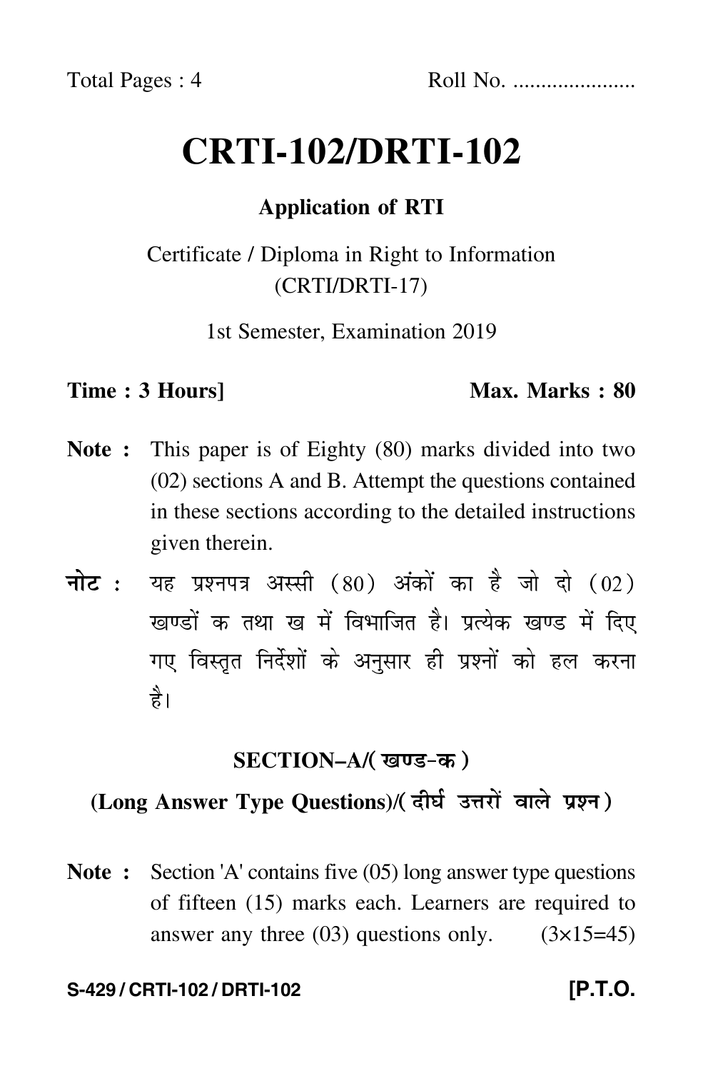Total Pages : 4 Roll No. .....................

# CRTI-102/DRTI-102

## Application of RTI

Certificate / Diploma in Right to Information
(CRTI/DRTI-17)

1st Semester, Examination 2019

**Time : 3 Hours]** **Max. Marks : 80**

**Note :** This paper is of Eighty (80) marks divided into two (02) sections A and B. Attempt the questions contained in these sections according to the detailed instructions given therein.

**नोट :** यह प्रश्नपत्र अस्सी (80) अंकों का है जो दो (02) खण्डों क तथा ख में विभाजित है। प्रत्येक खण्ड में दिए गए विस्तृत निर्देशों के अनुसार ही प्रश्नों को हल करना है।

### SECTION–A/(खण्ड–क)

### (Long Answer Type Questions)/(दीर्घ उत्तरों वाले प्रश्न)

**Note :** Section 'A' contains five (05) long answer type questions of fifteen (15) marks each. Learners are required to answer any three (03) questions only. (3×15=45)

**S-429 / CRTI-102 / DRTI-102** **[P.T.O.**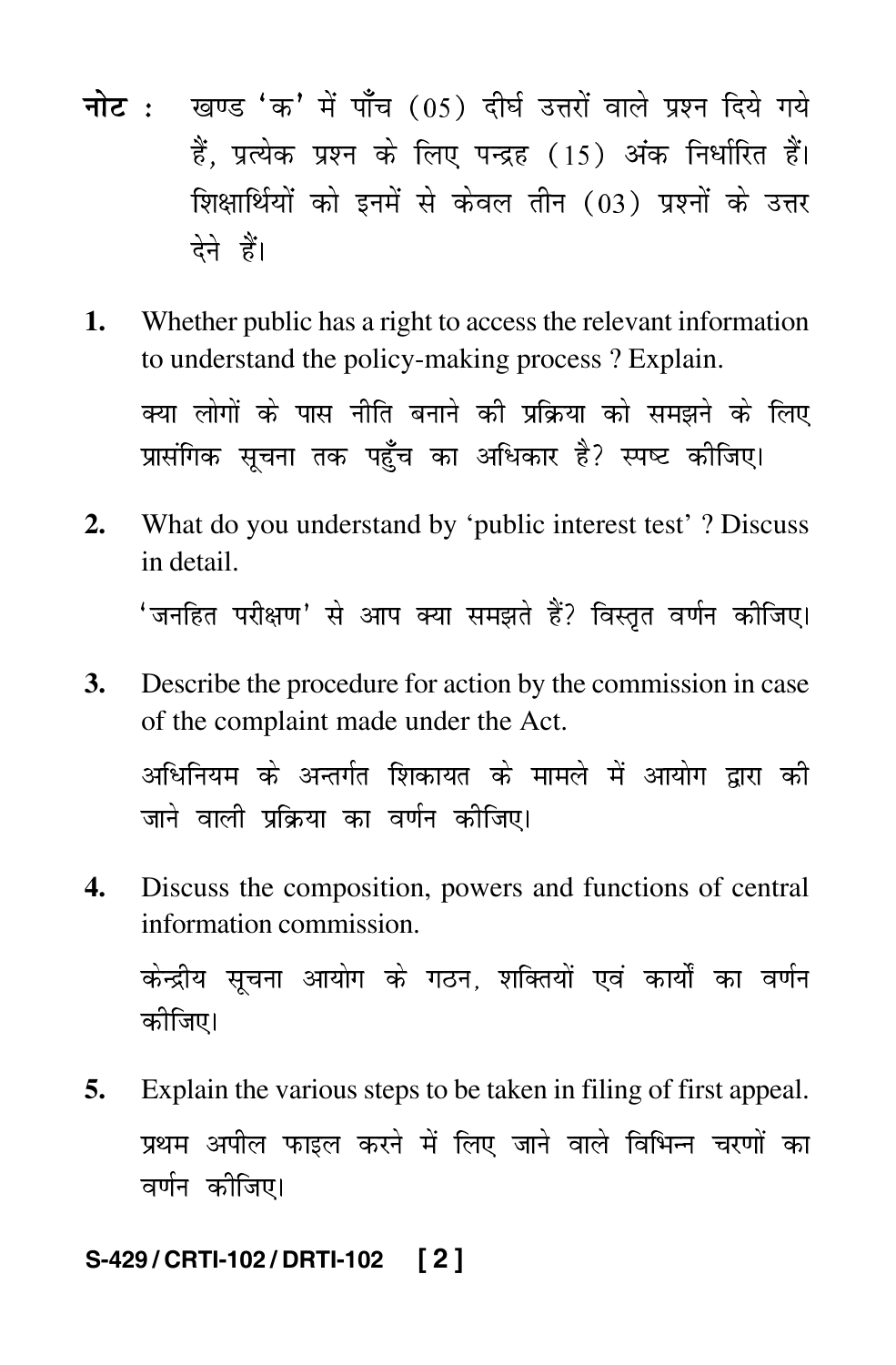**नोट :** खण्ड 'क' में पाँच (05) दीर्घ उत्तरों वाले प्रश्न दिये गये हैं, प्रत्येक प्रश्न के लिए पन्द्रह (15) अंक निर्धारित हैं। शिक्षार्थियों को इनमें से केवल तीन (03) प्रश्नों के उत्तर देने हैं।

**1.** Whether public has a right to access the relevant information to understand the policy-making process ? Explain.

क्या लोगों के पास नीति बनाने की प्रक्रिया को समझने के लिए प्रासंगिक सूचना तक पहुँच का अधिकार है? स्पष्ट कीजिए।

**2.** What do you understand by 'public interest test' ? Discuss in detail.

'जनहित परीक्षण' से आप क्या समझते हैं? विस्तृत वर्णन कीजिए।

**3.** Describe the procedure for action by the commission in case of the complaint made under the Act.

अधिनियम के अन्तर्गत शिकायत के मामले में आयोग द्वारा की जाने वाली प्रक्रिया का वर्णन कीजिए।

**4.** Discuss the composition, powers and functions of central information commission.

केन्द्रीय सूचना आयोग के गठन, शक्तियों एवं कार्यों का वर्णन कीजिए।

**5.** Explain the various steps to be taken in filing of first appeal.

प्रथम अपील फाइल करने में लिए जाने वाले विभिन्न चरणों का वर्णन कीजिए।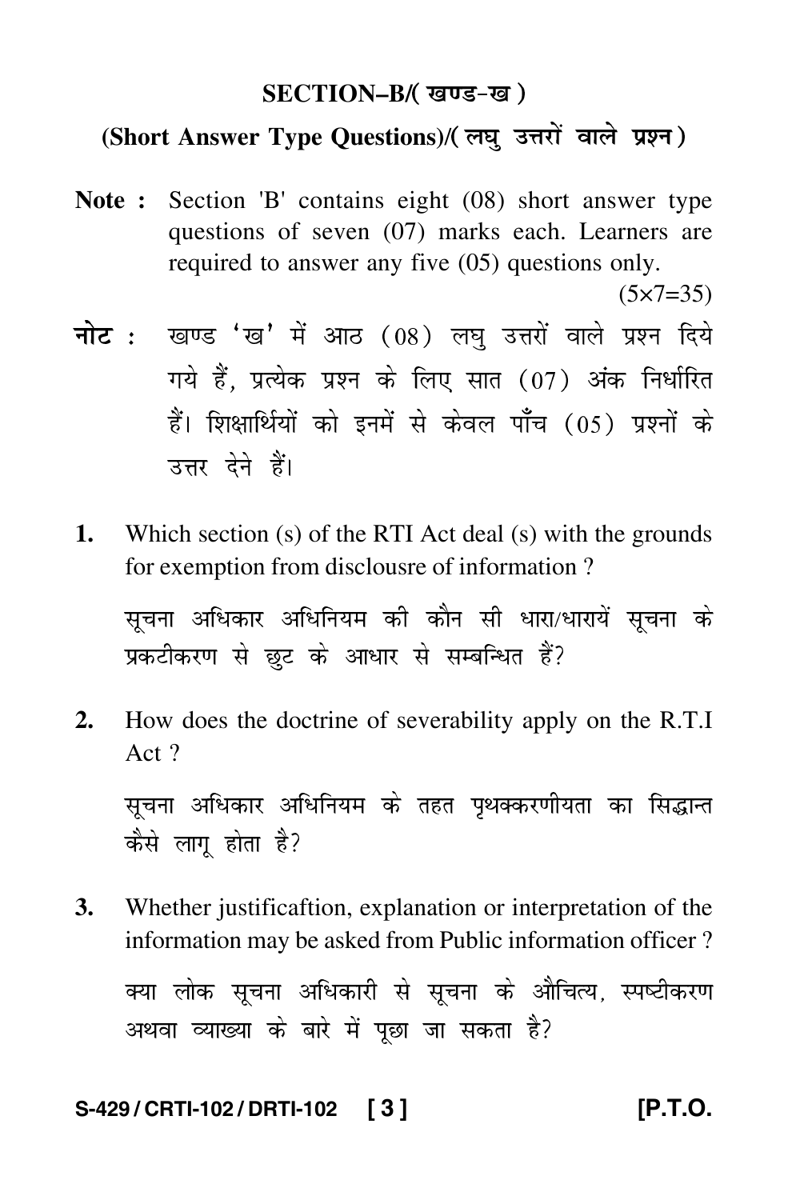## SECTION–B/( खण्ड-ख )

### (Short Answer Type Questions)/( लघु उत्तरों वाले प्रश्न )

**Note :** Section 'B' contains eight (08) short answer type questions of seven (07) marks each. Learners are required to answer any five (05) questions only.

(5×7=35)

**नोट :** खण्ड 'ख' में आठ (08) लघु उत्तरों वाले प्रश्न दिये गये हैं, प्रत्येक प्रश्न के लिए सात (07) अंक निर्धारित हैं। शिक्षार्थियों को इनमें से केवल पाँच (05) प्रश्नों के उत्तर देने हैं।

**1.** Which section (s) of the RTI Act deal (s) with the grounds for exemption from disclousre of information ?

सूचना अधिकार अधिनियम की कौन सी धारा/धारायें सूचना के प्रकटीकरण से छुट के आधार से सम्बन्धित हैं?

**2.** How does the doctrine of severability apply on the R.T.I Act ?

सूचना अधिकार अधिनियम के तहत पृथक्करणीयता का सिद्धान्त कैसे लागू होता है?

**3.** Whether justificaftion, explanation or interpretation of the information may be asked from Public information officer ?

क्या लोक सूचना अधिकारी से सूचना के औचित्य, स्पष्टीकरण अथवा व्याख्या के बारे में पूछा जा सकता है?

S-429 / CRTI-102 / DRTI-102 [P.T.O.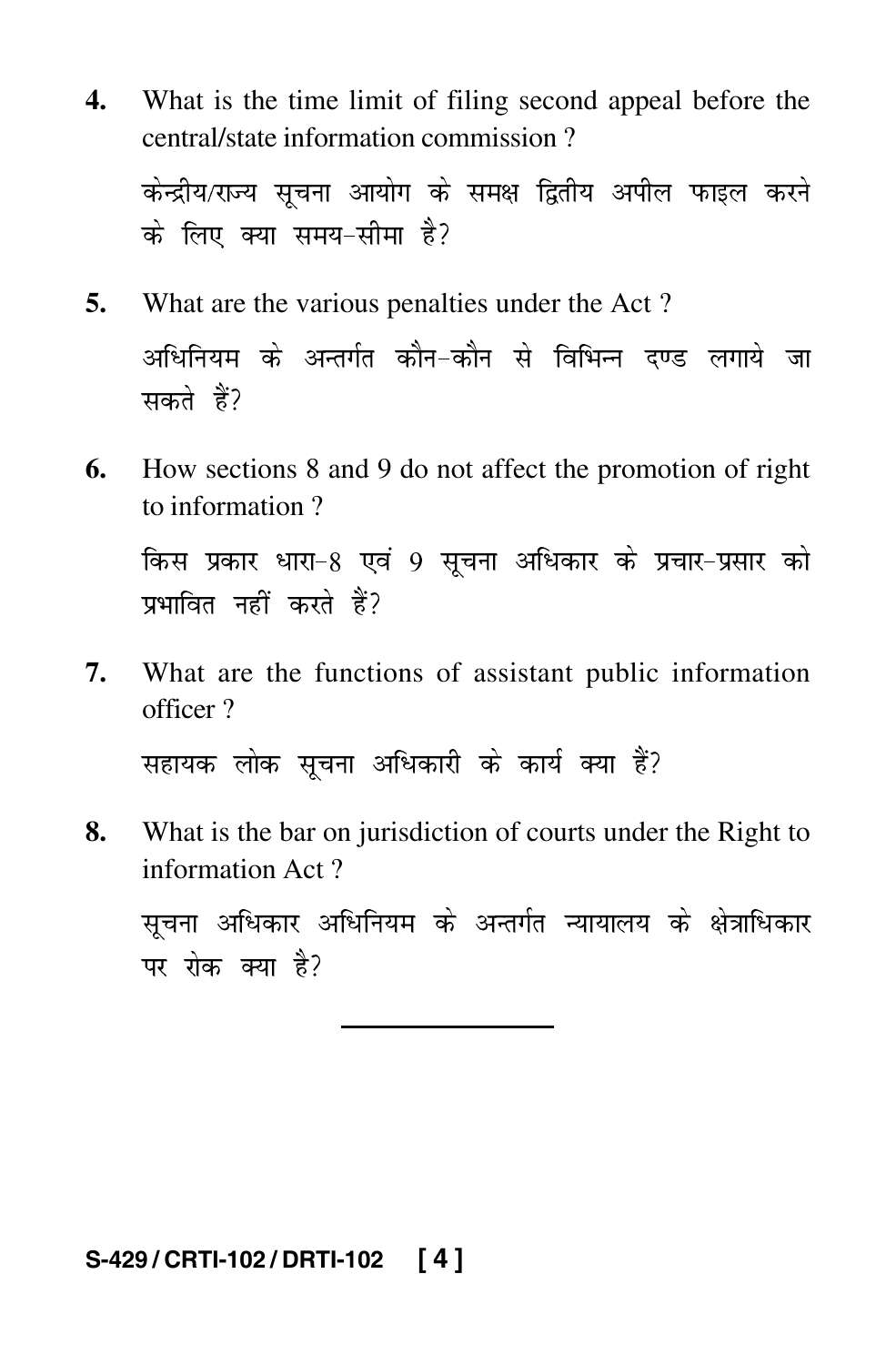**4.** What is the time limit of filing second appeal before the central/state information commission ?

केन्द्रीय/राज्य सूचना आयोग के समक्ष द्वितीय अपील फाइल करने के लिए क्या समय-सीमा है?

**5.** What are the various penalties under the Act ?

अधिनियम के अन्तर्गत कौन-कौन से विभिन्न दण्ड लगाये जा सकते हैं?

**6.** How sections 8 and 9 do not affect the promotion of right to information ?

किस प्रकार धारा-8 एवं 9 सूचना अधिकार के प्रचार-प्रसार को प्रभावित नहीं करते हैं?

**7.** What are the functions of assistant public information officer ?

सहायक लोक सूचना अधिकारी के कार्य क्या हैं?

**8.** What is the bar on jurisdiction of courts under the Right to information Act ?

सूचना अधिकार अधिनियम के अन्तर्गत न्यायालय के क्षेत्राधिकार पर रोक क्या है?